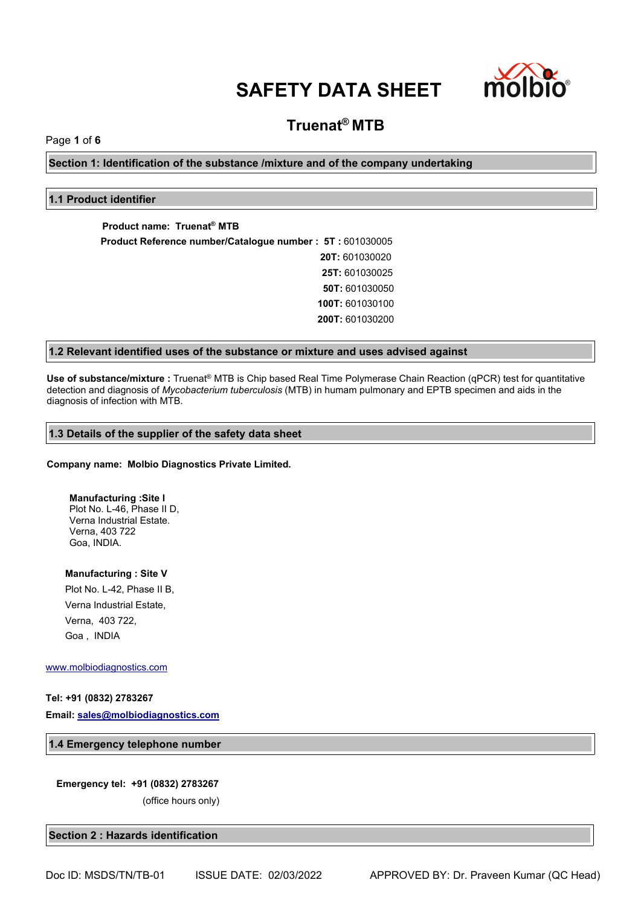# SAFETY DATA SHEET

## Truenat® MTB

## Section 1: Identification of the substance /mixture and of the company undertaking

### 1.1 Product identifier

**Product name: Truenat® MTB**

**Product Reference number/Catalogue number :** **5T :** 601030005
**20T:** 601030020
**25T:** 601030025
**50T:** 601030050
**100T:** 601030100
**200T:** 601030200

### 1.2 Relevant identified uses of the substance or mixture and uses advised against

**Use of substance/mixture :** Truenat® MTB is Chip based Real Time Polymerase Chain Reaction (qPCR) test for quantitative detection and diagnosis of *Mycobacterium tuberculosis* (MTB) in humam pulmonary and EPTB specimen and aids in the diagnosis of infection with MTB.

### 1.3 Details of the supplier of the safety data sheet

**Company name: Molbio Diagnostics Private Limited.**

**Manufacturing :Site I**
Plot No. L-46, Phase II D,
Verna Industrial Estate.
Verna, 403 722
Goa, INDIA.

**Manufacturing : Site V**
Plot No. L-42, Phase II B,
Verna Industrial Estate,
Verna, 403 722,
Goa , INDIA

www.molbiodiagnostics.com

**Tel: +91 (0832) 2783267**

**Email: sales@molbiodiagnostics.com**

### 1.4 Emergency telephone number

**Emergency tel: +91 (0832) 2783267**
(office hours only)

## Section 2 : Hazards identification

Doc ID: MSDS/TN/TB-01 ISSUE DATE: 02/03/2022 APPROVED BY: Dr. Praveen Kumar (QC Head)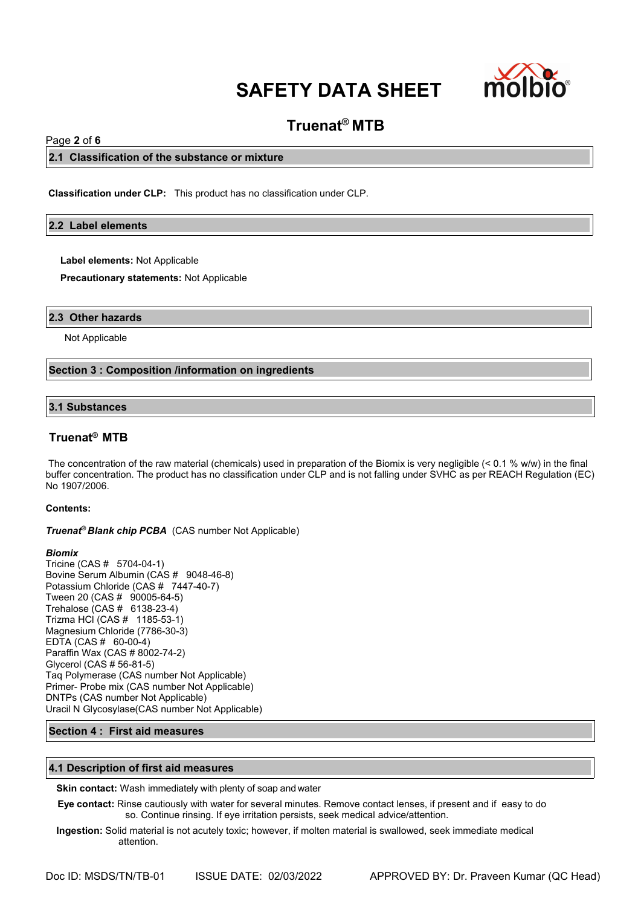## 2.1 Classification of the substance or mixture

**Classification under CLP:** This product has no classification under CLP.

## 2.2 Label elements

**Label elements:** Not Applicable

**Precautionary statements:** Not Applicable

## 2.3 Other hazards

Not Applicable

## Section 3 : Composition /information on ingredients

## 3.1 Substances

### Truenat® MTB

The concentration of the raw material (chemicals) used in preparation of the Biomix is very negligible (< 0.1 % w/w) in the final buffer concentration. The product has no classification under CLP and is not falling under SVHC as per REACH Regulation (EC) No 1907/2006.

**Contents:**

***Truenat® Blank chip PCBA*** (CAS number Not Applicable)

***Biomix***
Tricine (CAS # 5704-04-1)
Bovine Serum Albumin (CAS # 9048-46-8)
Potassium Chloride (CAS # 7447-40-7)
Tween 20 (CAS # 90005-64-5)
Trehalose (CAS # 6138-23-4)
Trizma HCl (CAS # 1185-53-1)
Magnesium Chloride (7786-30-3)
EDTA (CAS # 60-00-4)
Paraffin Wax (CAS # 8002-74-2)
Glycerol (CAS # 56-81-5)
Taq Polymerase (CAS number Not Applicable)
Primer- Probe mix (CAS number Not Applicable)
DNTPs (CAS number Not Applicable)
Uracil N Glycosylase(CAS number Not Applicable)

## Section 4 : First aid measures

## 4.1 Description of first aid measures

**Skin contact:** Wash immediately with plenty of soap and water

**Eye contact:** Rinse cautiously with water for several minutes. Remove contact lenses, if present and if easy to do so. Continue rinsing. If eye irritation persists, seek medical advice/attention.

**Ingestion:** Solid material is not acutely toxic; however, if molten material is swallowed, seek immediate medical attention.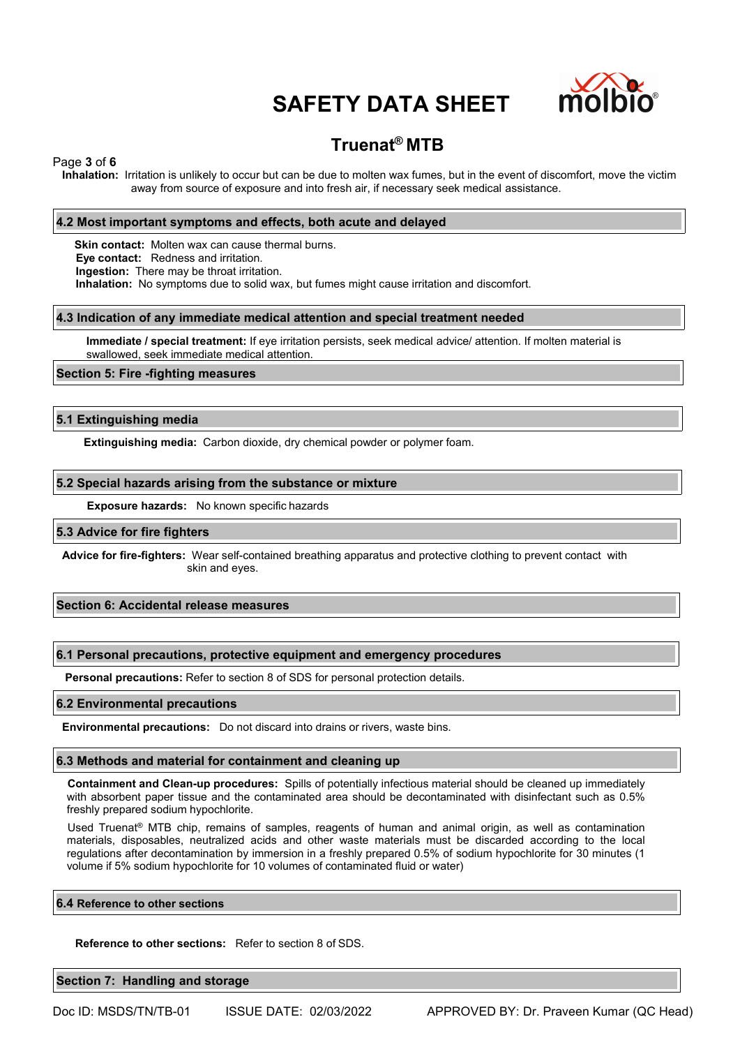**Inhalation:** Irritation is unlikely to occur but can be due to molten wax fumes, but in the event of discomfort, move the victim away from source of exposure and into fresh air, if necessary seek medical assistance.

### 4.2 Most important symptoms and effects, both acute and delayed

**Skin contact:** Molten wax can cause thermal burns.
**Eye contact:** Redness and irritation.
**Ingestion:** There may be throat irritation.
**Inhalation:** No symptoms due to solid wax, but fumes might cause irritation and discomfort.

### 4.3 Indication of any immediate medical attention and special treatment needed

**Immediate / special treatment:** If eye irritation persists, seek medical advice/ attention. If molten material is swallowed, seek immediate medical attention.

## Section 5: Fire -fighting measures

### 5.1 Extinguishing media

**Extinguishing media:** Carbon dioxide, dry chemical powder or polymer foam.

### 5.2 Special hazards arising from the substance or mixture

**Exposure hazards:** No known specific hazards

### 5.3 Advice for fire fighters

**Advice for fire-fighters:** Wear self-contained breathing apparatus and protective clothing to prevent contact with skin and eyes.

## Section 6: Accidental release measures

### 6.1 Personal precautions, protective equipment and emergency procedures

**Personal precautions:** Refer to section 8 of SDS for personal protection details.

### 6.2 Environmental precautions

**Environmental precautions:** Do not discard into drains or rivers, waste bins.

### 6.3 Methods and material for containment and cleaning up

**Containment and Clean-up procedures:** Spills of potentially infectious material should be cleaned up immediately with absorbent paper tissue and the contaminated area should be decontaminated with disinfectant such as 0.5% freshly prepared sodium hypochlorite.

Used Truenat® MTB chip, remains of samples, reagents of human and animal origin, as well as contamination materials, disposables, neutralized acids and other waste materials must be discarded according to the local regulations after decontamination by immersion in a freshly prepared 0.5% of sodium hypochlorite for 30 minutes (1 volume if 5% sodium hypochlorite for 10 volumes of contaminated fluid or water)

### 6.4 Reference to other sections

**Reference to other sections:** Refer to section 8 of SDS.

## Section 7: Handling and storage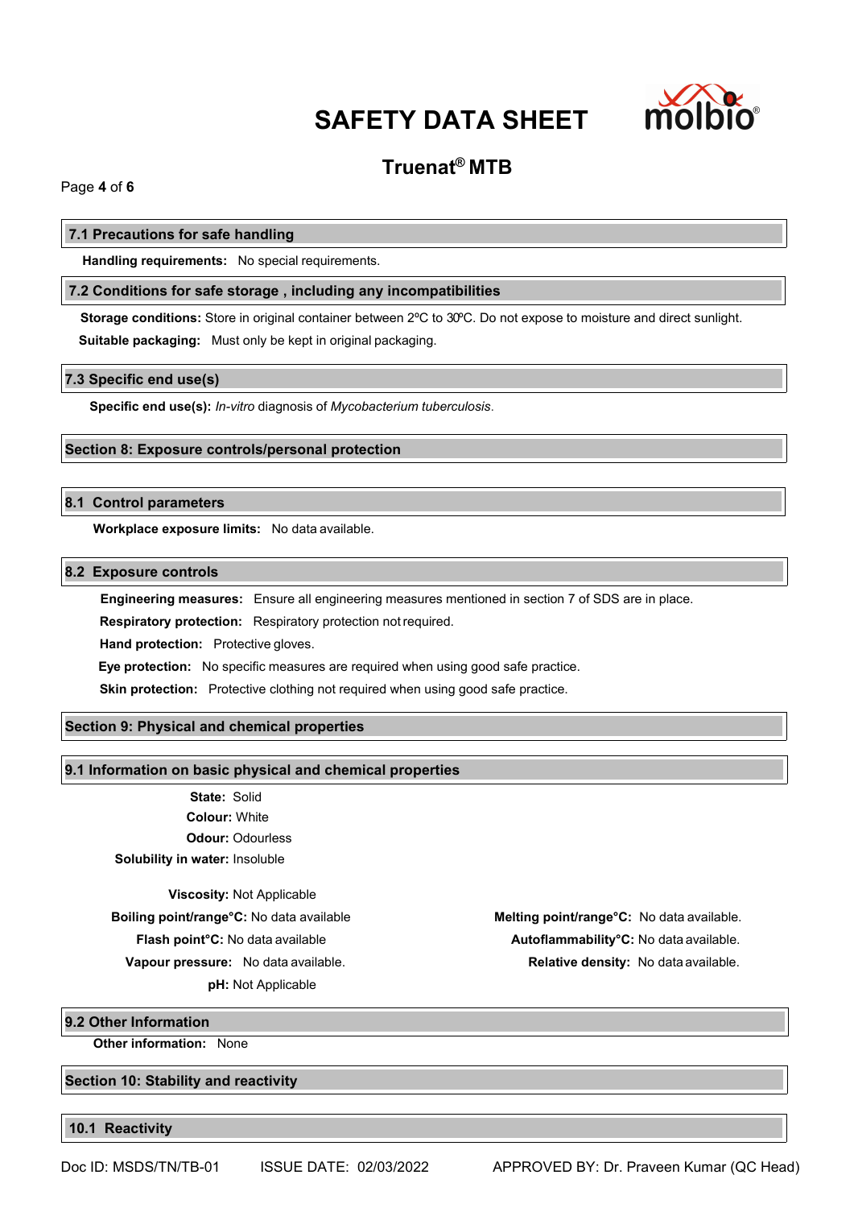### 7.1 Precautions for safe handling

**Handling requirements:** No special requirements.

### 7.2 Conditions for safe storage , including any incompatibilities

**Storage conditions:** Store in original container between 2ºC to 30ºC. Do not expose to moisture and direct sunlight.

**Suitable packaging:** Must only be kept in original packaging.

### 7.3 Specific end use(s)

**Specific end use(s):** *In-vitro* diagnosis of *Mycobacterium tuberculosis*.

## Section 8: Exposure controls/personal protection

### 8.1 Control parameters

**Workplace exposure limits:** No data available.

### 8.2 Exposure controls

**Engineering measures:** Ensure all engineering measures mentioned in section 7 of SDS are in place.

**Respiratory protection:** Respiratory protection not required.

**Hand protection:** Protective gloves.

**Eye protection:** No specific measures are required when using good safe practice.

**Skin protection:** Protective clothing not required when using good safe practice.

## Section 9: Physical and chemical properties

### 9.1 Information on basic physical and chemical properties

**State:** Solid

**Colour:** White

**Odour:** Odourless

**Solubility in water:** Insoluble

**Viscosity:** Not Applicable

**Boiling point/range°C:** No data available

**Flash point°C:** No data available

**Vapour pressure:** No data available.

**pH:** Not Applicable

**Melting point/range°C:** No data available.

**Autoflammability°C:** No data available.

**Relative density:** No data available.

### 9.2 Other Information

**Other information:** None

## Section 10: Stability and reactivity

### 10.1 Reactivity

Doc ID: MSDS/TN/TB-01 ISSUE DATE: 02/03/2022 APPROVED BY: Dr. Praveen Kumar (QC Head)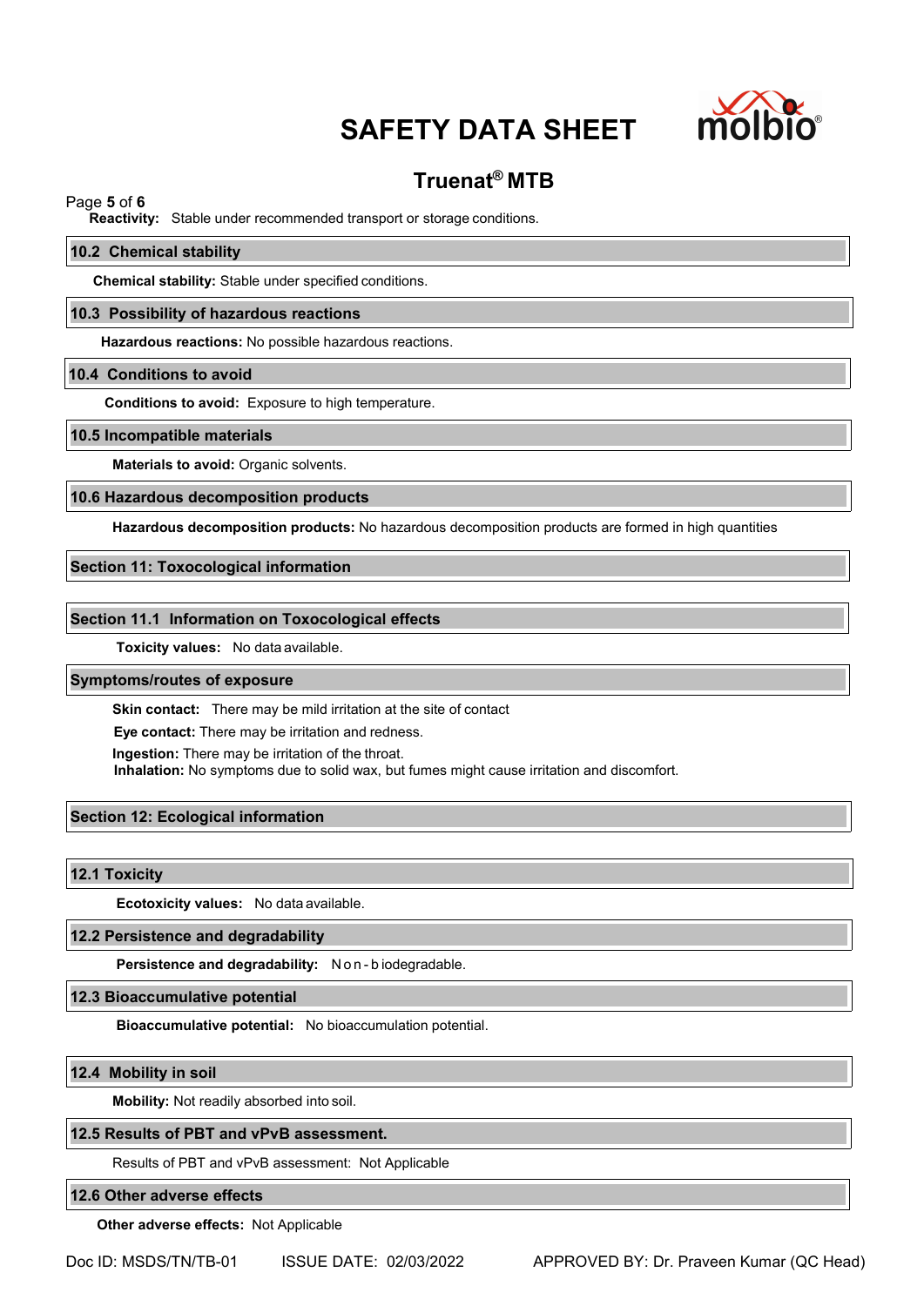**Reactivity:** Stable under recommended transport or storage conditions.

## 10.2 Chemical stability

**Chemical stability:** Stable under specified conditions.

## 10.3 Possibility of hazardous reactions

**Hazardous reactions:** No possible hazardous reactions.

## 10.4 Conditions to avoid

**Conditions to avoid:** Exposure to high temperature.

## 10.5 Incompatible materials

**Materials to avoid:** Organic solvents.

## 10.6 Hazardous decomposition products

**Hazardous decomposition products:** No hazardous decomposition products are formed in high quantities

## Section 11: Toxocological information

## Section 11.1 Information on Toxocological effects

**Toxicity values:** No data available.

## Symptoms/routes of exposure

**Skin contact:** There may be mild irritation at the site of contact

**Eye contact:** There may be irritation and redness.

**Ingestion:** There may be irritation of the throat.

**Inhalation:** No symptoms due to solid wax, but fumes might cause irritation and discomfort.

## Section 12: Ecological information

## 12.1 Toxicity

**Ecotoxicity values:** No data available.

## 12.2 Persistence and degradability

**Persistence and degradability:** Non-biodegradable.

## 12.3 Bioaccumulative potential

**Bioaccumulative potential:** No bioaccumulation potential.

## 12.4 Mobility in soil

**Mobility:** Not readily absorbed into soil.

## 12.5 Results of PBT and vPvB assessment.

Results of PBT and vPvB assessment: Not Applicable

## 12.6 Other adverse effects

**Other adverse effects:** Not Applicable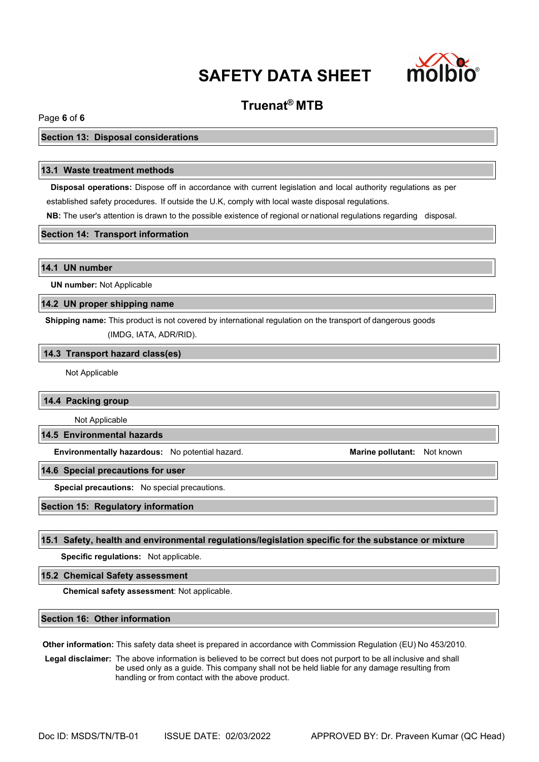## Section 13: Disposal considerations

### 13.1 Waste treatment methods

**Disposal operations:** Dispose off in accordance with current legislation and local authority regulations as per established safety procedures. If outside the U.K, comply with local waste disposal regulations.

**NB:** The user's attention is drawn to the possible existence of regional or national regulations regarding disposal.

## Section 14: Transport information

### 14.1 UN number

**UN number:** Not Applicable

### 14.2 UN proper shipping name

**Shipping name:** This product is not covered by international regulation on the transport of dangerous goods (IMDG, IATA, ADR/RID).

### 14.3 Transport hazard class(es)

Not Applicable

### 14.4 Packing group

Not Applicable

### 14.5 Environmental hazards

**Environmentally hazardous:** No potential hazard.

**Marine pollutant:** Not known

### 14.6 Special precautions for user

**Special precautions:** No special precautions.

## Section 15: Regulatory information

### 15.1 Safety, health and environmental regulations/legislation specific for the substance or mixture

**Specific regulations:** Not applicable.

### 15.2 Chemical Safety assessment

**Chemical safety assessment**: Not applicable.

## Section 16: Other information

**Other information:** This safety data sheet is prepared in accordance with Commission Regulation (EU) No 453/2010.

**Legal disclaimer:** The above information is believed to be correct but does not purport to be all inclusive and shall be used only as a guide. This company shall not be held liable for any damage resulting from handling or from contact with the above product.

Doc ID: MSDS/TN/TB-01 ISSUE DATE: 02/03/2022 APPROVED BY: Dr. Praveen Kumar (QC Head)